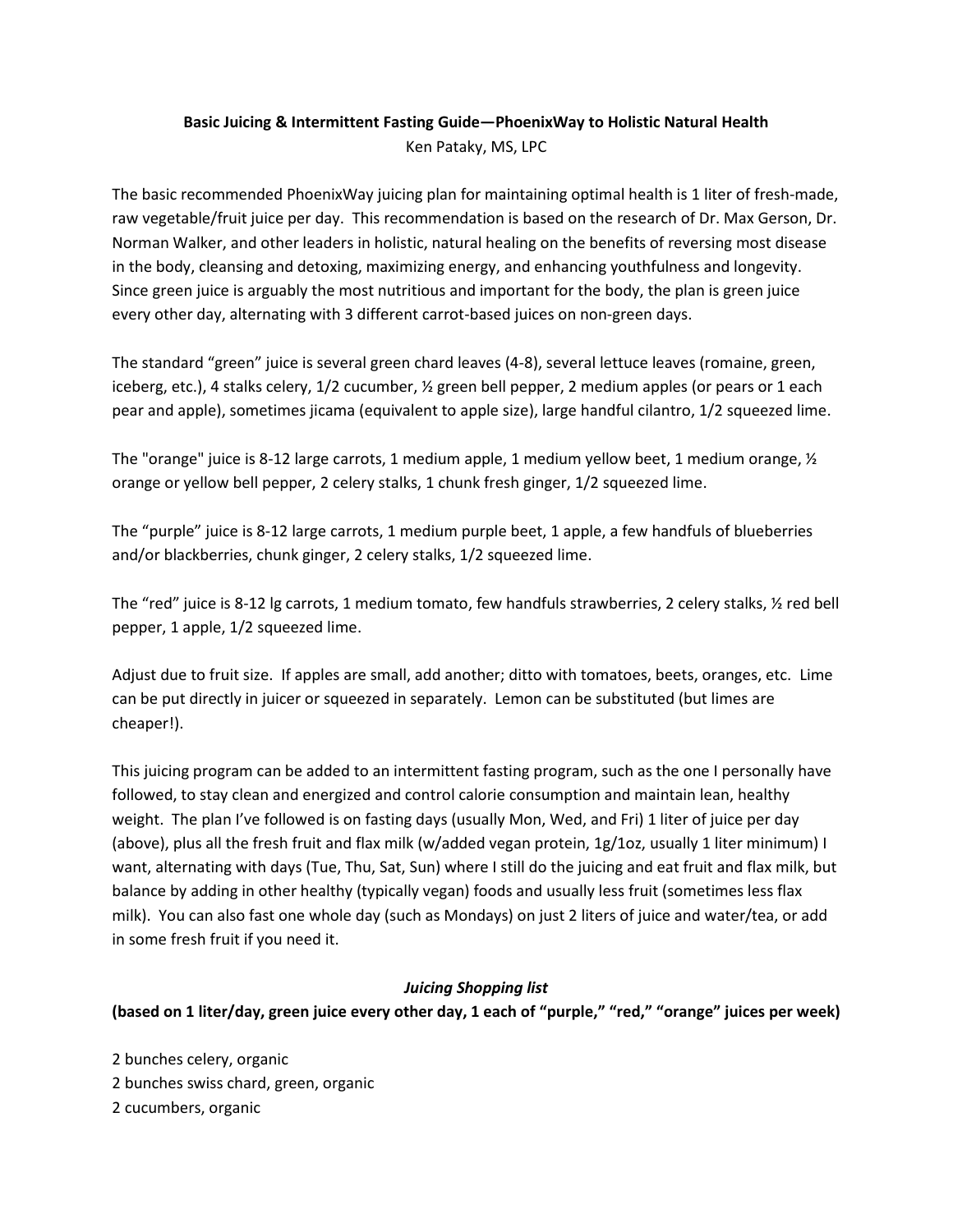**Basic Juicing & Intermittent Fasting Guide—PhoenixWay to Holistic Natural Health**

Ken Pataky, MS, LPC

The basic recommended PhoenixWay juicing plan for maintaining optimal health is 1 liter of fresh-made, raw vegetable/fruit juice per day. This recommendation is based on the research of Dr. Max Gerson, Dr. Norman Walker, and other leaders in holistic, natural healing on the benefits of reversing most disease in the body, cleansing and detoxing, maximizing energy, and enhancing youthfulness and longevity. Since green juice is arguably the most nutritious and important for the body, the plan is green juice every other day, alternating with 3 different carrot-based juices on non-green days.

The standard "green" juice is several green chard leaves (4-8), several lettuce leaves (romaine, green, iceberg, etc.), 4 stalks celery, 1/2 cucumber, ½ green bell pepper, 2 medium apples (or pears or 1 each pear and apple), sometimes jicama (equivalent to apple size), large handful cilantro, 1/2 squeezed lime.

The "orange" juice is 8-12 large carrots, 1 medium apple, 1 medium yellow beet, 1 medium orange, ½ orange or yellow bell pepper, 2 celery stalks, 1 chunk fresh ginger, 1/2 squeezed lime.

The "purple" juice is 8-12 large carrots, 1 medium purple beet, 1 apple, a few handfuls of blueberries and/or blackberries, chunk ginger, 2 celery stalks, 1/2 squeezed lime.

The "red" juice is 8-12 lg carrots, 1 medium tomato, few handfuls strawberries, 2 celery stalks, ½ red bell pepper, 1 apple, 1/2 squeezed lime.

Adjust due to fruit size. If apples are small, add another; ditto with tomatoes, beets, oranges, etc. Lime can be put directly in juicer or squeezed in separately. Lemon can be substituted (but limes are cheaper!).

This juicing program can be added to an intermittent fasting program, such as the one I personally have followed, to stay clean and energized and control calorie consumption and maintain lean, healthy weight. The plan I've followed is on fasting days (usually Mon, Wed, and Fri) 1 liter of juice per day (above), plus all the fresh fruit and flax milk (w/added vegan protein, 1g/1oz, usually 1 liter minimum) I want, alternating with days (Tue, Thu, Sat, Sun) where I still do the juicing and eat fruit and flax milk, but balance by adding in other healthy (typically vegan) foods and usually less fruit (sometimes less flax milk). You can also fast one whole day (such as Mondays) on just 2 liters of juice and water/tea, or add in some fresh fruit if you need it.

***Juicing Shopping list***

**(based on 1 liter/day, green juice every other day, 1 each of "purple," "red," "orange" juices per week)**

2 bunches celery, organic
2 bunches swiss chard, green, organic
2 cucumbers, organic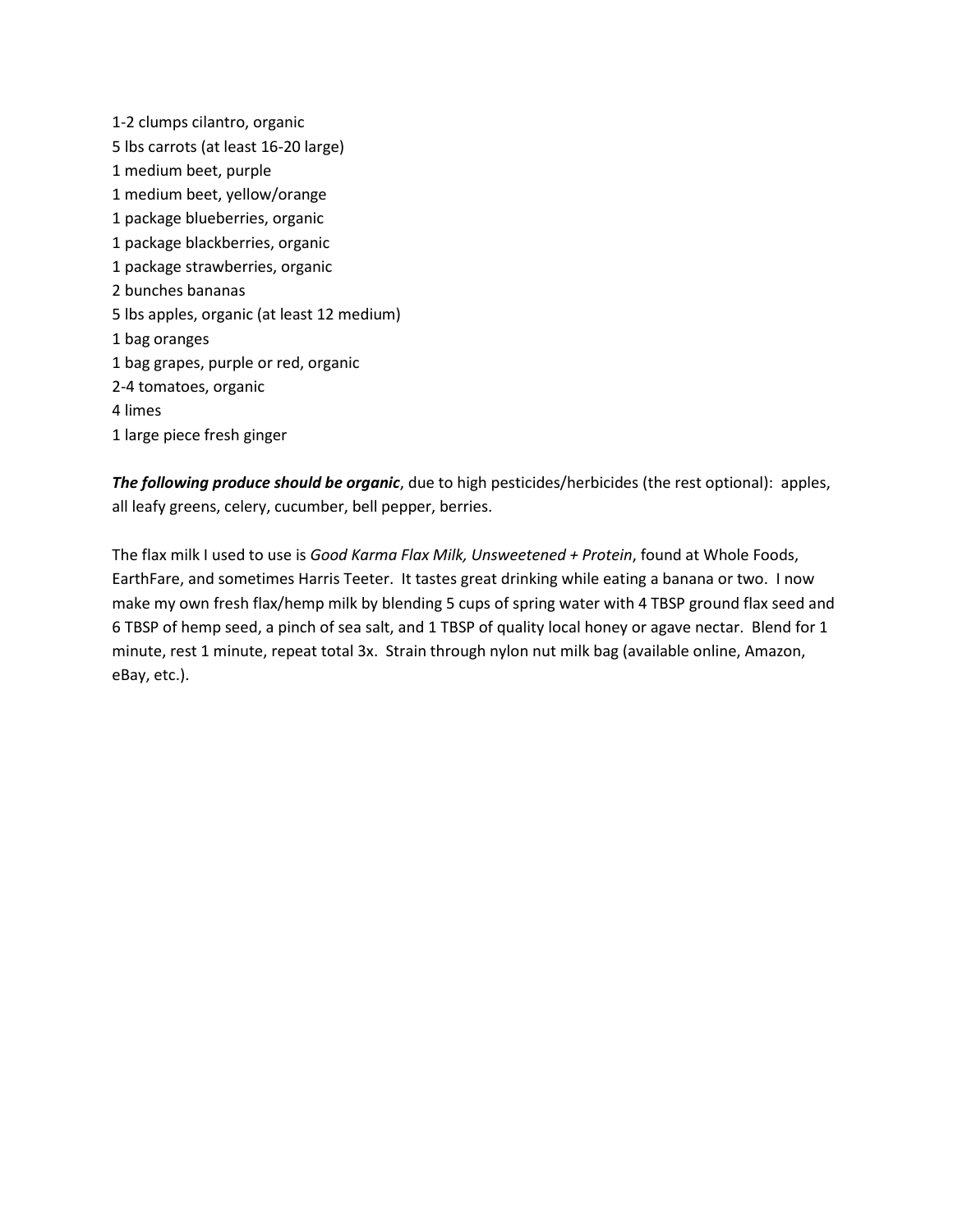1-2 clumps cilantro, organic
5 lbs carrots (at least 16-20 large)
1 medium beet, purple
1 medium beet, yellow/orange
1 package blueberries, organic
1 package blackberries, organic
1 package strawberries, organic
2 bunches bananas
5 lbs apples, organic (at least 12 medium)
1 bag oranges
1 bag grapes, purple or red, organic
2-4 tomatoes, organic
4 limes
1 large piece fresh ginger

***The following produce should be organic***, due to high pesticides/herbicides (the rest optional): apples, all leafy greens, celery, cucumber, bell pepper, berries.

The flax milk I used to use is *Good Karma Flax Milk, Unsweetened + Protein*, found at Whole Foods, EarthFare, and sometimes Harris Teeter. It tastes great drinking while eating a banana or two. I now make my own fresh flax/hemp milk by blending 5 cups of spring water with 4 TBSP ground flax seed and 6 TBSP of hemp seed, a pinch of sea salt, and 1 TBSP of quality local honey or agave nectar. Blend for 1 minute, rest 1 minute, repeat total 3x. Strain through nylon nut milk bag (available online, Amazon, eBay, etc.).